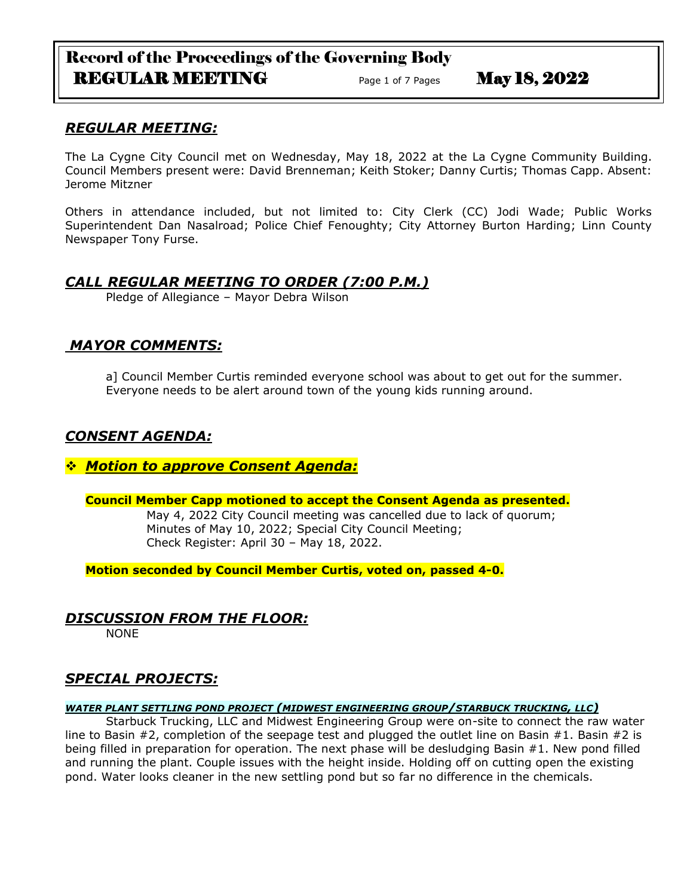## *REGULAR MEETING:*

The La Cygne City Council met on Wednesday, May 18, 2022 at the La Cygne Community Building. Council Members present were: David Brenneman; Keith Stoker; Danny Curtis; Thomas Capp. Absent: Jerome Mitzner

Others in attendance included, but not limited to: City Clerk (CC) Jodi Wade; Public Works Superintendent Dan Nasalroad; Police Chief Fenoughty; City Attorney Burton Harding; Linn County Newspaper Tony Furse.

## *CALL REGULAR MEETING TO ORDER (7:00 P.M.)*

Pledge of Allegiance – Mayor Debra Wilson

## *MAYOR COMMENTS:*

a] Council Member Curtis reminded everyone school was about to get out for the summer. Everyone needs to be alert around town of the young kids running around.

## *CONSENT AGENDA:*

### ❖ *Motion to approve Consent Agenda:*

**Council Member Capp motioned to accept the Consent Agenda as presented.**

May 4, 2022 City Council meeting was cancelled due to lack of quorum;
Minutes of May 10, 2022; Special City Council Meeting;
Check Register: April 30 – May 18, 2022.

**Motion seconded by Council Member Curtis, voted on, passed 4-0.**

## *DISCUSSION FROM THE FLOOR:*

NONE

## *SPECIAL PROJECTS:*

***WATER PLANT SETTLING POND PROJECT (MIDWEST ENGINEERING GROUP/STARBUCK TRUCKING, LLC)***

Starbuck Trucking, LLC and Midwest Engineering Group were on-site to connect the raw water line to Basin #2, completion of the seepage test and plugged the outlet line on Basin #1. Basin #2 is being filled in preparation for operation. The next phase will be desludging Basin #1. New pond filled and running the plant. Couple issues with the height inside. Holding off on cutting open the existing pond. Water looks cleaner in the new settling pond but so far no difference in the chemicals.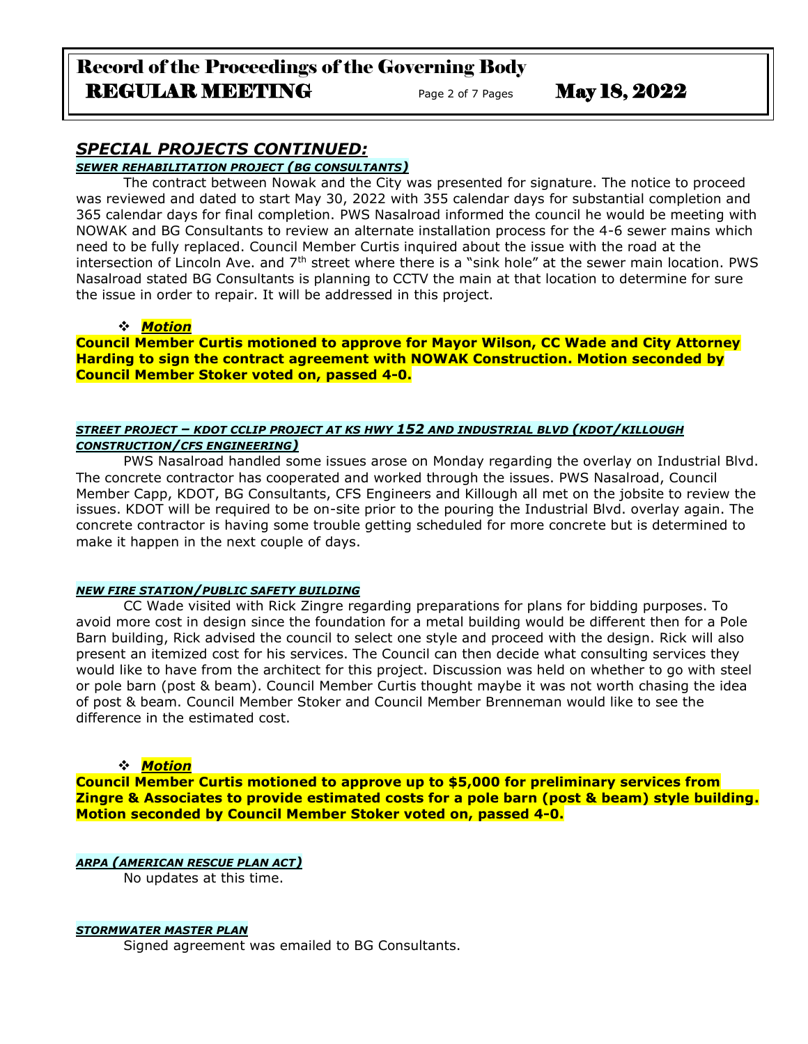## *SPECIAL PROJECTS CONTINUED:*

***SEWER REHABILITATION PROJECT (BG CONSULTANTS)***

The contract between Nowak and the City was presented for signature. The notice to proceed was reviewed and dated to start May 30, 2022 with 355 calendar days for substantial completion and 365 calendar days for final completion. PWS Nasalroad informed the council he would be meeting with NOWAK and BG Consultants to review an alternate installation process for the 4-6 sewer mains which need to be fully replaced. Council Member Curtis inquired about the issue with the road at the intersection of Lincoln Ave. and 7th street where there is a "sink hole" at the sewer main location. PWS Nasalroad stated BG Consultants is planning to CCTV the main at that location to determine for sure the issue in order to repair. It will be addressed in this project.

- ***Motion***

**Council Member Curtis motioned to approve for Mayor Wilson, CC Wade and City Attorney Harding to sign the contract agreement with NOWAK Construction. Motion seconded by Council Member Stoker voted on, passed 4-0.**

***STREET PROJECT – KDOT CCLIP PROJECT AT KS HWY 152 AND INDUSTRIAL BLVD (KDOT/KILLOUGH CONSTRUCTION/CFS ENGINEERING)***

PWS Nasalroad handled some issues arose on Monday regarding the overlay on Industrial Blvd. The concrete contractor has cooperated and worked through the issues. PWS Nasalroad, Council Member Capp, KDOT, BG Consultants, CFS Engineers and Killough all met on the jobsite to review the issues. KDOT will be required to be on-site prior to the pouring the Industrial Blvd. overlay again. The concrete contractor is having some trouble getting scheduled for more concrete but is determined to make it happen in the next couple of days.

***NEW FIRE STATION/PUBLIC SAFETY BUILDING***

CC Wade visited with Rick Zingre regarding preparations for plans for bidding purposes. To avoid more cost in design since the foundation for a metal building would be different then for a Pole Barn building, Rick advised the council to select one style and proceed with the design. Rick will also present an itemized cost for his services. The Council can then decide what consulting services they would like to have from the architect for this project. Discussion was held on whether to go with steel or pole barn (post & beam). Council Member Curtis thought maybe it was not worth chasing the idea of post & beam. Council Member Stoker and Council Member Brenneman would like to see the difference in the estimated cost.

- ***Motion***

**Council Member Curtis motioned to approve up to $5,000 for preliminary services from Zingre & Associates to provide estimated costs for a pole barn (post & beam) style building. Motion seconded by Council Member Stoker voted on, passed 4-0.**

***ARPA (AMERICAN RESCUE PLAN ACT)***

No updates at this time.

***STORMWATER MASTER PLAN***

Signed agreement was emailed to BG Consultants.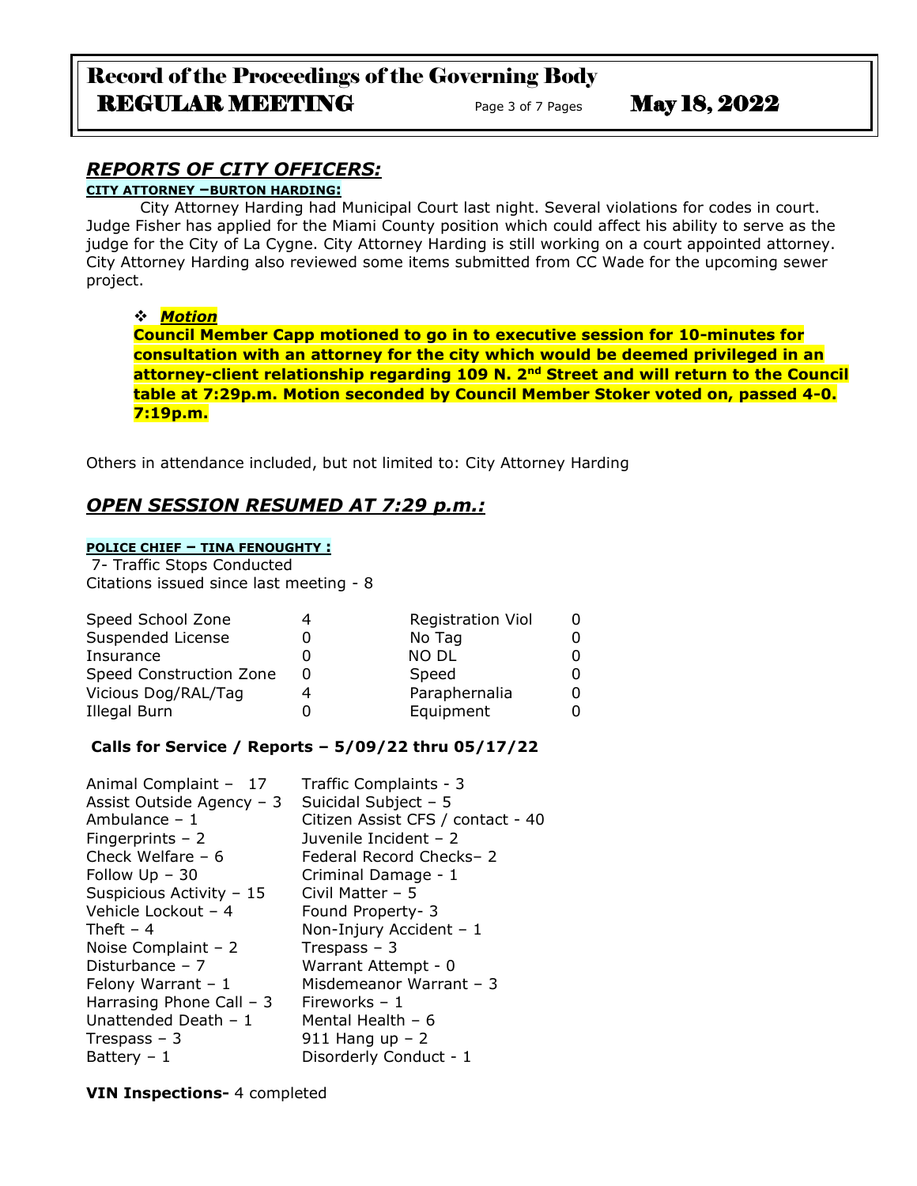## *REPORTS OF CITY OFFICERS:*

**CITY ATTORNEY –BURTON HARDING:**

City Attorney Harding had Municipal Court last night. Several violations for codes in court. Judge Fisher has applied for the Miami County position which could affect his ability to serve as the judge for the City of La Cygne. City Attorney Harding is still working on a court appointed attorney. City Attorney Harding also reviewed some items submitted from CC Wade for the upcoming sewer project.

- ***Motion***

  **Council Member Capp motioned to go in to executive session for 10-minutes for consultation with an attorney for the city which would be deemed privileged in an attorney-client relationship regarding 109 N. 2nd Street and will return to the Council table at 7:29p.m. Motion seconded by Council Member Stoker voted on, passed 4-0. 7:19p.m.**

Others in attendance included, but not limited to: City Attorney Harding

## *OPEN SESSION RESUMED AT 7:29 p.m.:*

**POLICE CHIEF – TINA FENOUGHTY :**

7- Traffic Stops Conducted
Citations issued since last meeting - 8

| | | | |
|---|---|---|---|
| Speed School Zone | 4 | Registration Viol | 0 |
| Suspended License | 0 | No Tag | 0 |
| Insurance | 0 | NO DL | 0 |
| Speed Construction Zone | 0 | Speed | 0 |
| Vicious Dog/RAL/Tag | 4 | Paraphernalia | 0 |
| Illegal Burn | 0 | Equipment | 0 |

**Calls for Service / Reports – 5/09/22 thru 05/17/22**

| | |
|---|---|
| Animal Complaint – 17 | Traffic Complaints - 3 |
| Assist Outside Agency – 3 | Suicidal Subject – 5 |
| Ambulance – 1 | Citizen Assist CFS / contact - 40 |
| Fingerprints – 2 | Juvenile Incident – 2 |
| Check Welfare – 6 | Federal Record Checks– 2 |
| Follow Up – 30 | Criminal Damage - 1 |
| Suspicious Activity – 15 | Civil Matter – 5 |
| Vehicle Lockout – 4 | Found Property- 3 |
| Theft – 4 | Non-Injury Accident – 1 |
| Noise Complaint – 2 | Trespass – 3 |
| Disturbance – 7 | Warrant Attempt - 0 |
| Felony Warrant – 1 | Misdemeanor Warrant – 3 |
| Harrasing Phone Call – 3 | Fireworks – 1 |
| Unattended Death – 1 | Mental Health – 6 |
| Trespass – 3 | 911 Hang up – 2 |
| Battery – 1 | Disorderly Conduct - 1 |

**VIN Inspections-** 4 completed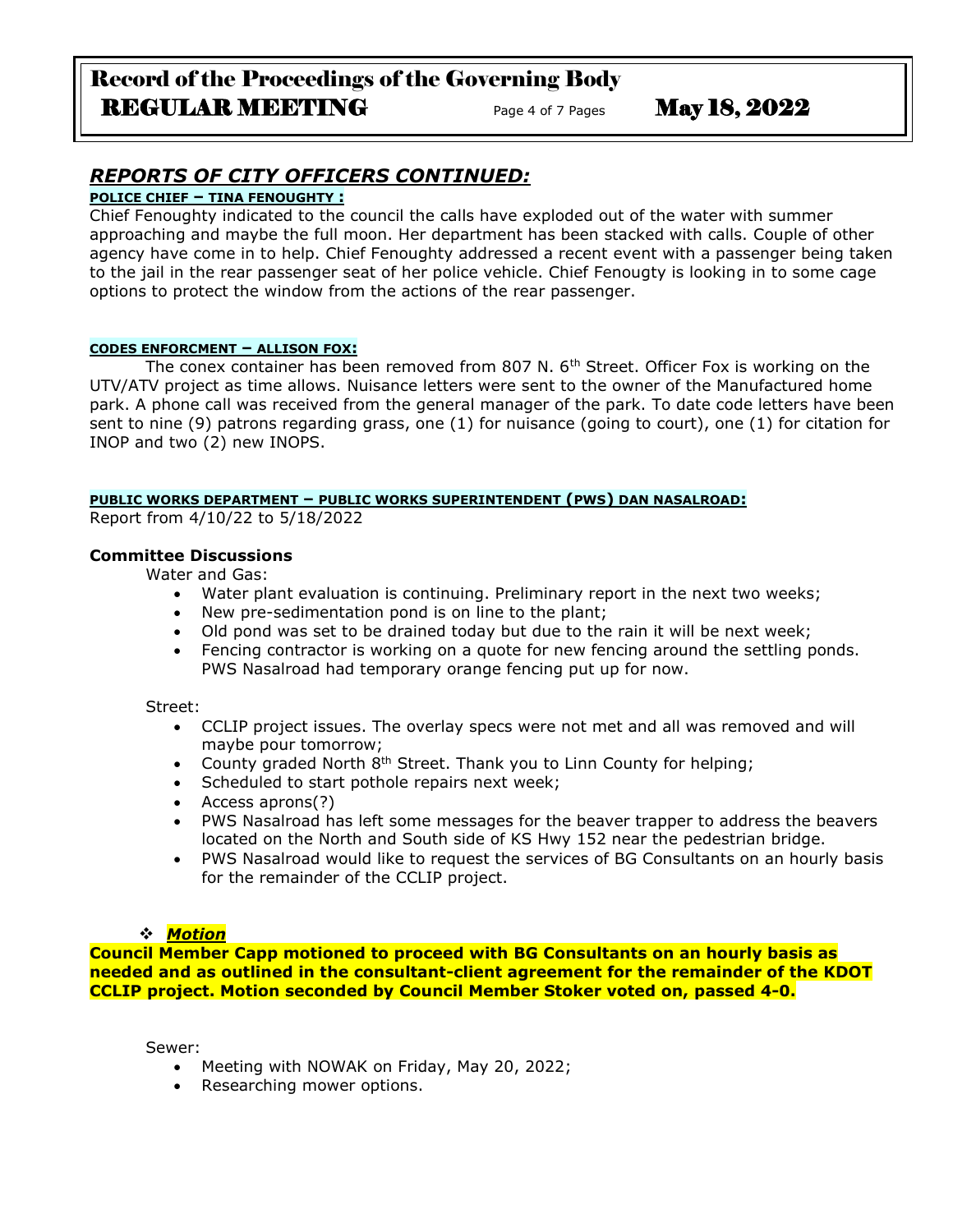## *REPORTS OF CITY OFFICERS CONTINUED:*

**POLICE CHIEF – TINA FENOUGHTY :**

Chief Fenoughty indicated to the council the calls have exploded out of the water with summer approaching and maybe the full moon. Her department has been stacked with calls. Couple of other agency have come in to help. Chief Fenoughty addressed a recent event with a passenger being taken to the jail in the rear passenger seat of her police vehicle. Chief Fenougty is looking in to some cage options to protect the window from the actions of the rear passenger.

**CODES ENFORCMENT – ALLISON FOX:**

The conex container has been removed from 807 N. 6th Street. Officer Fox is working on the UTV/ATV project as time allows. Nuisance letters were sent to the owner of the Manufactured home park. A phone call was received from the general manager of the park. To date code letters have been sent to nine (9) patrons regarding grass, one (1) for nuisance (going to court), one (1) for citation for INOP and two (2) new INOPS.

**PUBLIC WORKS DEPARTMENT – PUBLIC WORKS SUPERINTENDENT (PWS) DAN NASALROAD:**

Report from 4/10/22 to 5/18/2022

**Committee Discussions**

Water and Gas:

- Water plant evaluation is continuing. Preliminary report in the next two weeks;
- New pre-sedimentation pond is on line to the plant;
- Old pond was set to be drained today but due to the rain it will be next week;
- Fencing contractor is working on a quote for new fencing around the settling ponds. PWS Nasalroad had temporary orange fencing put up for now.

Street:

- CCLIP project issues. The overlay specs were not met and all was removed and will maybe pour tomorrow;
- County graded North 8th Street. Thank you to Linn County for helping;
- Scheduled to start pothole repairs next week;
- Access aprons(?)
- PWS Nasalroad has left some messages for the beaver trapper to address the beavers located on the North and South side of KS Hwy 152 near the pedestrian bridge.
- PWS Nasalroad would like to request the services of BG Consultants on an hourly basis for the remainder of the CCLIP project.

❖ ***Motion***

**Council Member Capp motioned to proceed with BG Consultants on an hourly basis as needed and as outlined in the consultant-client agreement for the remainder of the KDOT CCLIP project. Motion seconded by Council Member Stoker voted on, passed 4-0.**

Sewer:

- Meeting with NOWAK on Friday, May 20, 2022;
- Researching mower options.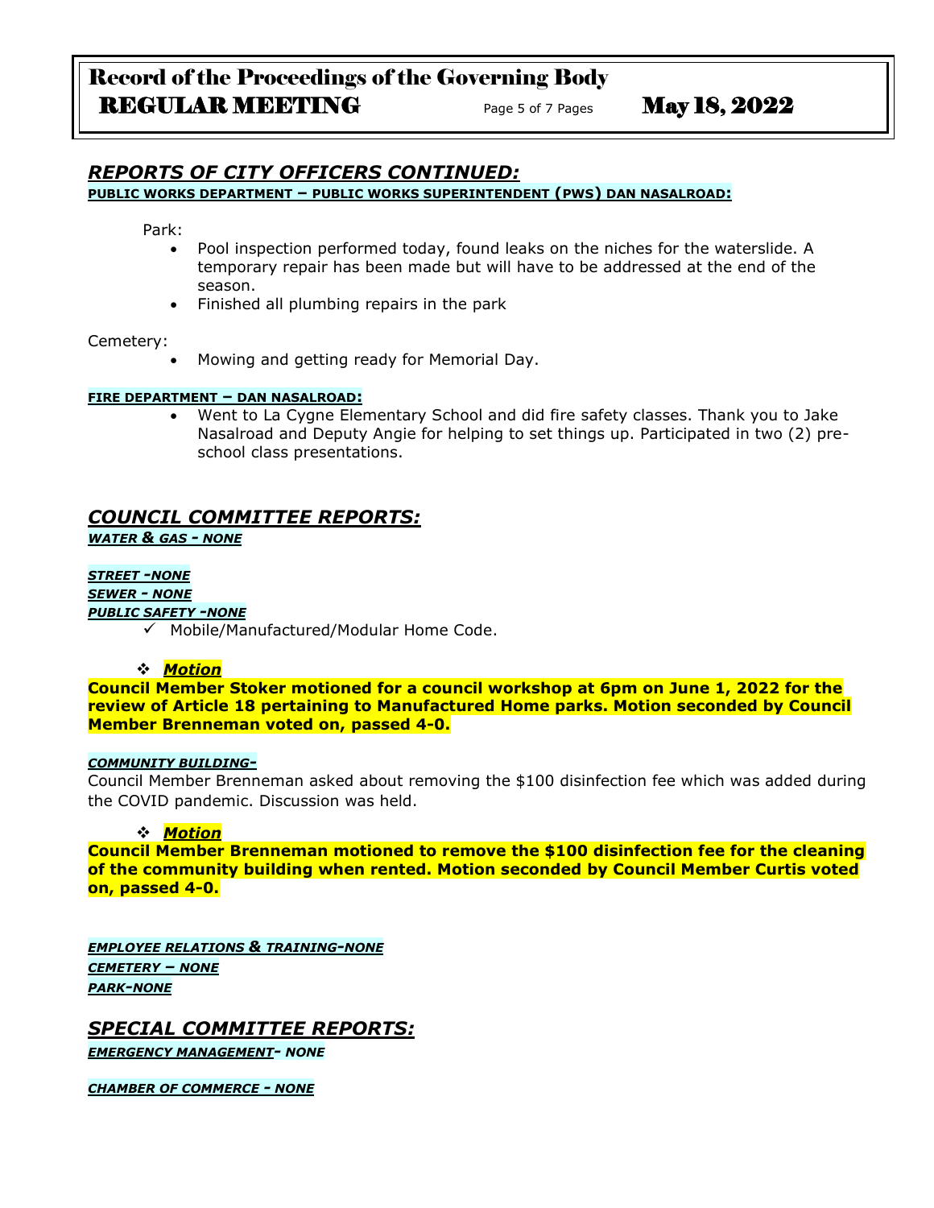## *REPORTS OF CITY OFFICERS CONTINUED:*

**PUBLIC WORKS DEPARTMENT – PUBLIC WORKS SUPERINTENDENT (PWS) DAN NASALROAD:**

Park:

- Pool inspection performed today, found leaks on the niches for the waterslide. A temporary repair has been made but will have to be addressed at the end of the season.
- Finished all plumbing repairs in the park

Cemetery:

- Mowing and getting ready for Memorial Day.

**FIRE DEPARTMENT – DAN NASALROAD:**

- Went to La Cygne Elementary School and did fire safety classes. Thank you to Jake Nasalroad and Deputy Angie for helping to set things up. Participated in two (2) pre-school class presentations.

## *COUNCIL COMMITTEE REPORTS:*

***WATER & GAS - NONE***

***STREET -NONE***

***SEWER - NONE***

***PUBLIC SAFETY -NONE***

- ✓ Mobile/Manufactured/Modular Home Code.

❖ ***Motion***

**Council Member Stoker motioned for a council workshop at 6pm on June 1, 2022 for the review of Article 18 pertaining to Manufactured Home parks. Motion seconded by Council Member Brenneman voted on, passed 4-0.**

***COMMUNITY BUILDING-***

Council Member Brenneman asked about removing the $100 disinfection fee which was added during the COVID pandemic. Discussion was held.

❖ ***Motion***

**Council Member Brenneman motioned to remove the $100 disinfection fee for the cleaning of the community building when rented. Motion seconded by Council Member Curtis voted on, passed 4-0.**

***EMPLOYEE RELATIONS & TRAINING-NONE***

***CEMETERY – NONE***

***PARK-NONE***

## *SPECIAL COMMITTEE REPORTS:*

***EMERGENCY MANAGEMENT- NONE***

***CHAMBER OF COMMERCE - NONE***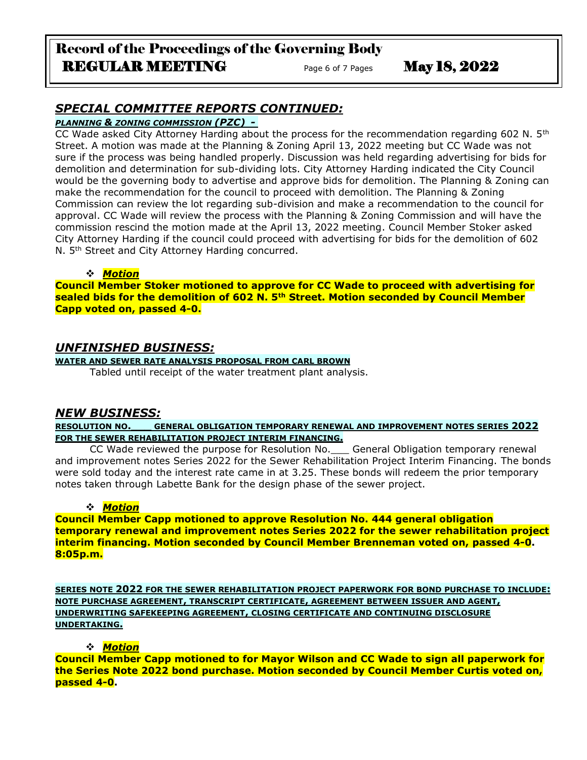## *SPECIAL COMMITTEE REPORTS CONTINUED:*

***PLANNING & ZONING COMMISSION (PZC) -***

CC Wade asked City Attorney Harding about the process for the recommendation regarding 602 N. 5th Street. A motion was made at the Planning & Zoning April 13, 2022 meeting but CC Wade was not sure if the process was being handled properly. Discussion was held regarding advertising for bids for demolition and determination for sub-dividing lots. City Attorney Harding indicated the City Council would be the governing body to advertise and approve bids for demolition. The Planning & Zoning can make the recommendation for the council to proceed with demolition. The Planning & Zoning Commission can review the lot regarding sub-division and make a recommendation to the council for approval. CC Wade will review the process with the Planning & Zoning Commission and will have the commission rescind the motion made at the April 13, 2022 meeting. Council Member Stoker asked City Attorney Harding if the council could proceed with advertising for bids for the demolition of 602 N. 5th Street and City Attorney Harding concurred.

- ***Motion***

**Council Member Stoker motioned to approve for CC Wade to proceed with advertising for sealed bids for the demolition of 602 N. 5th Street. Motion seconded by Council Member Capp voted on, passed 4-0.**

## *UNFINISHED BUSINESS:*

**WATER AND SEWER RATE ANALYSIS PROPOSAL FROM CARL BROWN**

Tabled until receipt of the water treatment plant analysis.

## *NEW BUSINESS:*

**RESOLUTION NO.___ GENERAL OBLIGATION TEMPORARY RENEWAL AND IMPROVEMENT NOTES SERIES 2022 FOR THE SEWER REHABILITATION PROJECT INTERIM FINANCING.**

CC Wade reviewed the purpose for Resolution No.___ General Obligation temporary renewal and improvement notes Series 2022 for the Sewer Rehabilitation Project Interim Financing. The bonds were sold today and the interest rate came in at 3.25. These bonds will redeem the prior temporary notes taken through Labette Bank for the design phase of the sewer project.

- ***Motion***

**Council Member Capp motioned to approve Resolution No. 444 general obligation temporary renewal and improvement notes Series 2022 for the sewer rehabilitation project interim financing. Motion seconded by Council Member Brenneman voted on, passed 4-0. 8:05p.m.**

**SERIES NOTE 2022 FOR THE SEWER REHABILITATION PROJECT PAPERWORK FOR BOND PURCHASE TO INCLUDE: NOTE PURCHASE AGREEMENT, TRANSCRIPT CERTIFICATE, AGREEMENT BETWEEN ISSUER AND AGENT, UNDERWRITING SAFEKEEPING AGREEMENT, CLOSING CERTIFICATE AND CONTINUING DISCLOSURE UNDERTAKING.**

- ***Motion***

**Council Member Capp motioned to for Mayor Wilson and CC Wade to sign all paperwork for the Series Note 2022 bond purchase. Motion seconded by Council Member Curtis voted on, passed 4-0.**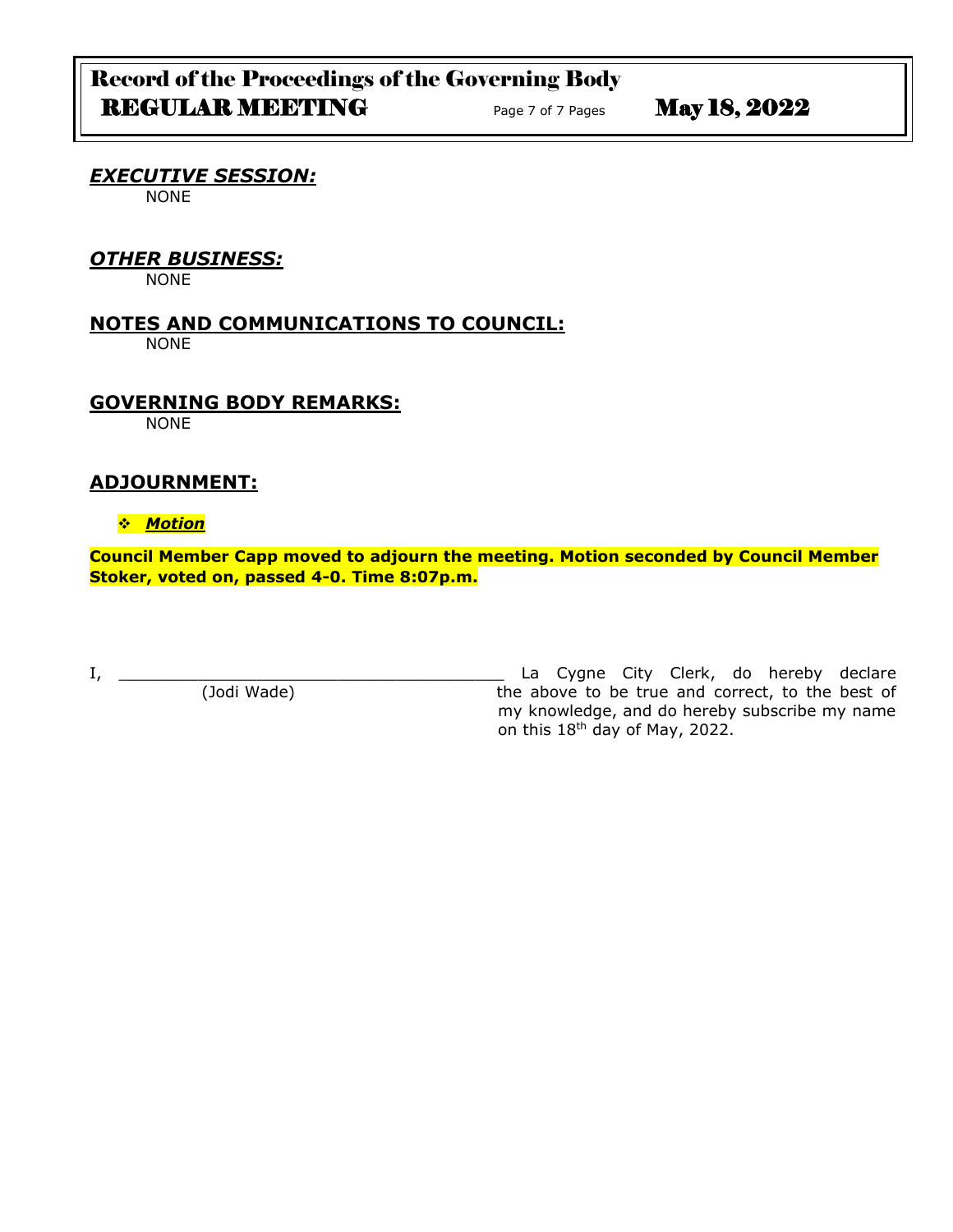## *EXECUTIVE SESSION:*

NONE

## *OTHER BUSINESS:*

NONE

## NOTES AND COMMUNICATIONS TO COUNCIL:

NONE

## GOVERNING BODY REMARKS:

NONE

## ADJOURNMENT:

- ***Motion***

**Council Member Capp moved to adjourn the meeting. Motion seconded by Council Member Stoker, voted on, passed 4-0. Time 8:07p.m.**

I, ________________________________________ La Cygne City Clerk, do hereby declare the above to be true and correct, to the best of my knowledge, and do hereby subscribe my name on this 18th day of May, 2022.

(Jodi Wade)